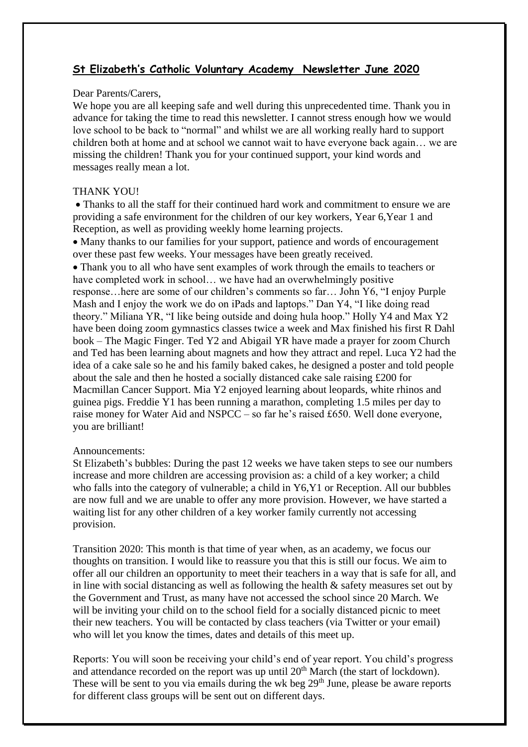## St Elizabeth's Catholic Voluntary Academy Newsletter June 2020

Dear Parents/Carers,

We hope you are all keeping safe and well during this unprecedented time. Thank you in advance for taking the time to read this newsletter. I cannot stress enough how we would love school to be back to "normal" and whilst we are all working really hard to support children both at home and at school we cannot wait to have everyone back again… we are missing the children! Thank you for your continued support, your kind words and messages really mean a lot.

THANK YOU!

- Thanks to all the staff for their continued hard work and commitment to ensure we are providing a safe environment for the children of our key workers, Year 6,Year 1 and Reception, as well as providing weekly home learning projects.
- Many thanks to our families for your support, patience and words of encouragement over these past few weeks. Your messages have been greatly received.
- Thank you to all who have sent examples of work through the emails to teachers or have completed work in school… we have had an overwhelmingly positive response…here are some of our children's comments so far… John Y6, "I enjoy Purple Mash and I enjoy the work we do on iPads and laptops." Dan Y4, "I like doing read theory." Miliana YR, "I like being outside and doing hula hoop." Holly Y4 and Max Y2 have been doing zoom gymnastics classes twice a week and Max finished his first R Dahl book – The Magic Finger. Ted Y2 and Abigail YR have made a prayer for zoom Church and Ted has been learning about magnets and how they attract and repel. Luca Y2 had the idea of a cake sale so he and his family baked cakes, he designed a poster and told people about the sale and then he hosted a socially distanced cake sale raising £200 for Macmillan Cancer Support. Mia Y2 enjoyed learning about leopards, white rhinos and guinea pigs. Freddie Y1 has been running a marathon, completing 1.5 miles per day to raise money for Water Aid and NSPCC – so far he's raised £650. Well done everyone, you are brilliant!

Announcements:

St Elizabeth's bubbles: During the past 12 weeks we have taken steps to see our numbers increase and more children are accessing provision as: a child of a key worker; a child who falls into the category of vulnerable; a child in Y6,Y1 or Reception. All our bubbles are now full and we are unable to offer any more provision. However, we have started a waiting list for any other children of a key worker family currently not accessing provision.

Transition 2020: This month is that time of year when, as an academy, we focus our thoughts on transition. I would like to reassure you that this is still our focus. We aim to offer all our children an opportunity to meet their teachers in a way that is safe for all, and in line with social distancing as well as following the health & safety measures set out by the Government and Trust, as many have not accessed the school since 20 March. We will be inviting your child on to the school field for a socially distanced picnic to meet their new teachers. You will be contacted by class teachers (via Twitter or your email) who will let you know the times, dates and details of this meet up.

Reports: You will soon be receiving your child's end of year report. You child's progress and attendance recorded on the report was up until 20th March (the start of lockdown). These will be sent to you via emails during the wk beg 29th June, please be aware reports for different class groups will be sent out on different days.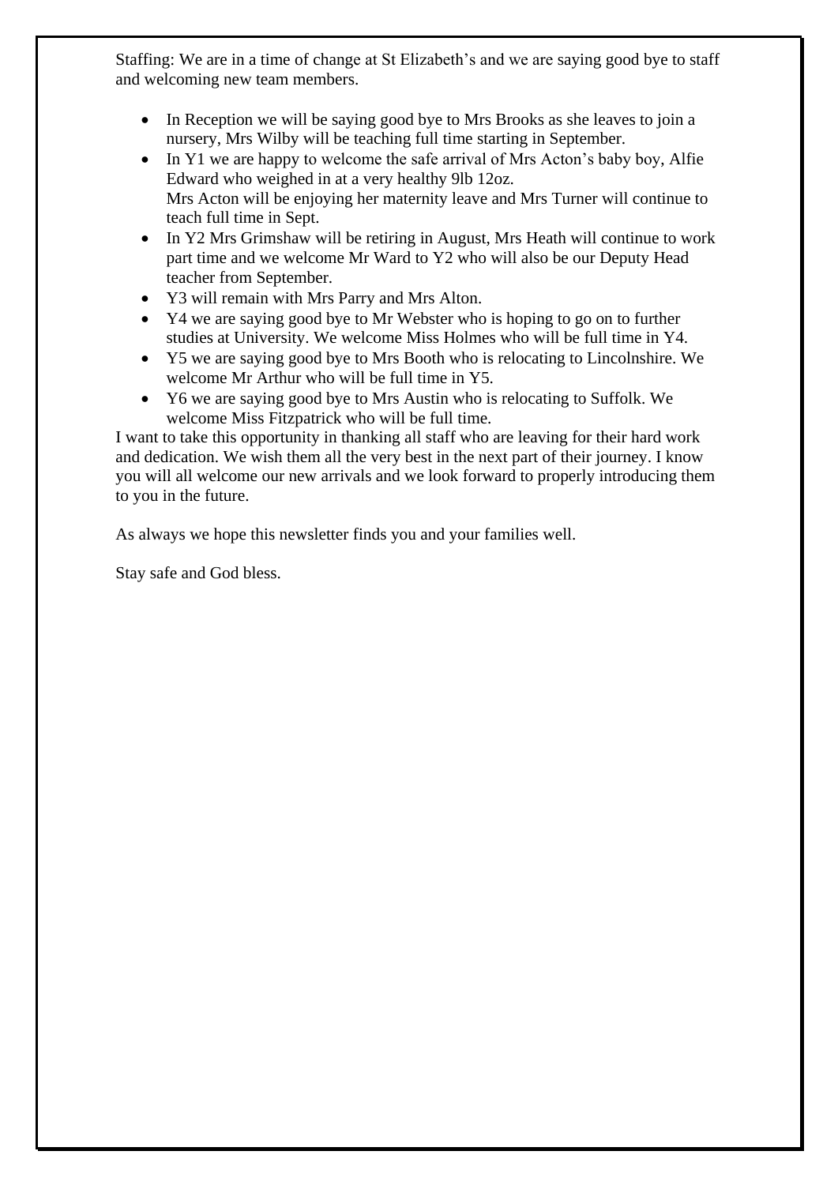Staffing: We are in a time of change at St Elizabeth's and we are saying good bye to staff and welcoming new team members.

- In Reception we will be saying good bye to Mrs Brooks as she leaves to join a nursery, Mrs Wilby will be teaching full time starting in September.
- In Y1 we are happy to welcome the safe arrival of Mrs Acton's baby boy, Alfie Edward who weighed in at a very healthy 9lb 12oz.
  Mrs Acton will be enjoying her maternity leave and Mrs Turner will continue to teach full time in Sept.
- In Y2 Mrs Grimshaw will be retiring in August, Mrs Heath will continue to work part time and we welcome Mr Ward to Y2 who will also be our Deputy Head teacher from September.
- Y3 will remain with Mrs Parry and Mrs Alton.
- Y4 we are saying good bye to Mr Webster who is hoping to go on to further studies at University. We welcome Miss Holmes who will be full time in Y4.
- Y5 we are saying good bye to Mrs Booth who is relocating to Lincolnshire. We welcome Mr Arthur who will be full time in Y5.
- Y6 we are saying good bye to Mrs Austin who is relocating to Suffolk. We welcome Miss Fitzpatrick who will be full time.

I want to take this opportunity in thanking all staff who are leaving for their hard work and dedication. We wish them all the very best in the next part of their journey. I know you will all welcome our new arrivals and we look forward to properly introducing them to you in the future.

As always we hope this newsletter finds you and your families well.

Stay safe and God bless.